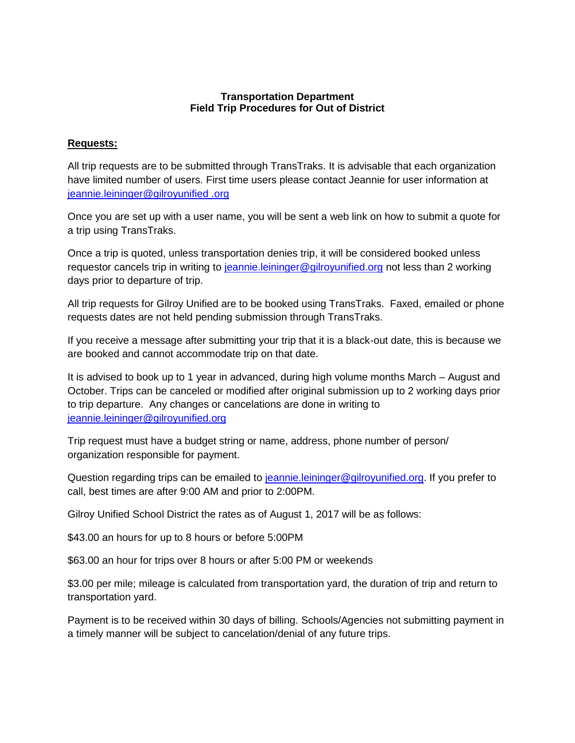# Transportation Department
## Field Trip Procedures for Out of District

**Requests:**

All trip requests are to be submitted through TransTraks. It is advisable that each organization have limited number of users. First time users please contact Jeannie for user information at jeannie.leininger@gilroyunified .org

Once you are set up with a user name, you will be sent a web link on how to submit a quote for a trip using TransTraks.

Once a trip is quoted, unless transportation denies trip, it will be considered booked unless requestor cancels trip in writing to jeannie.leininger@gilroyunified.org not less than 2 working days prior to departure of trip.

All trip requests for Gilroy Unified are to be booked using TransTraks. Faxed, emailed or phone requests dates are not held pending submission through TransTraks.

If you receive a message after submitting your trip that it is a black-out date, this is because we are booked and cannot accommodate trip on that date.

It is advised to book up to 1 year in advanced, during high volume months March – August and October. Trips can be canceled or modified after original submission up to 2 working days prior to trip departure. Any changes or cancelations are done in writing to jeannie.leininger@gilroyunified.org

Trip request must have a budget string or name, address, phone number of person/ organization responsible for payment.

Question regarding trips can be emailed to jeannie.leininger@gilroyunified.org. If you prefer to call, best times are after 9:00 AM and prior to 2:00PM.

Gilroy Unified School District the rates as of August 1, 2017 will be as follows:

$43.00 an hours for up to 8 hours or before 5:00PM

$63.00 an hour for trips over 8 hours or after 5:00 PM or weekends

$3.00 per mile; mileage is calculated from transportation yard, the duration of trip and return to transportation yard.

Payment is to be received within 30 days of billing. Schools/Agencies not submitting payment in a timely manner will be subject to cancelation/denial of any future trips.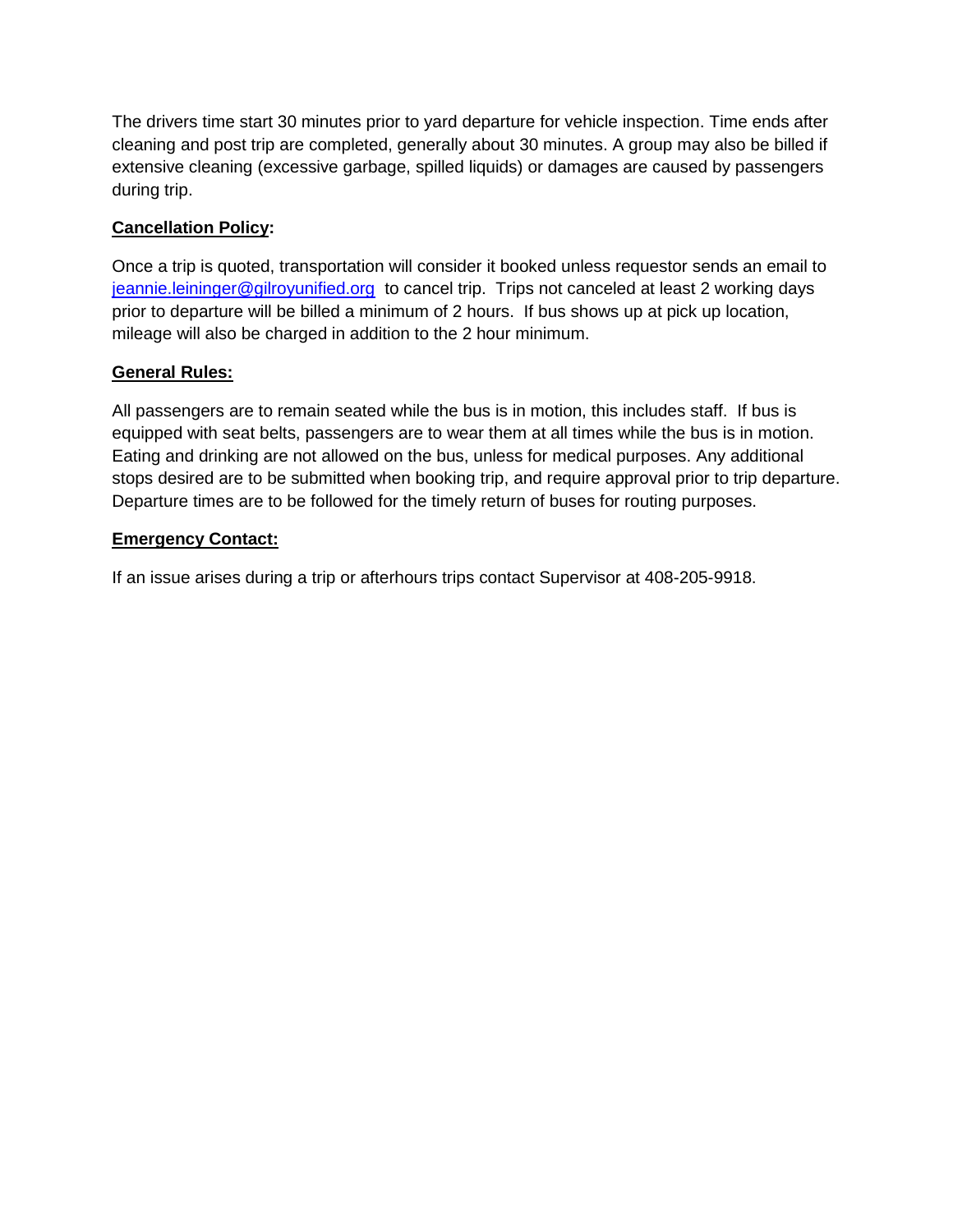The drivers time start 30 minutes prior to yard departure for vehicle inspection. Time ends after cleaning and post trip are completed, generally about 30 minutes. A group may also be billed if extensive cleaning (excessive garbage, spilled liquids) or damages are caused by passengers during trip.

**Cancellation Policy:**

Once a trip is quoted, transportation will consider it booked unless requestor sends an email to jeannie.leininger@gilroyunified.org to cancel trip. Trips not canceled at least 2 working days prior to departure will be billed a minimum of 2 hours. If bus shows up at pick up location, mileage will also be charged in addition to the 2 hour minimum.

**General Rules:**

All passengers are to remain seated while the bus is in motion, this includes staff. If bus is equipped with seat belts, passengers are to wear them at all times while the bus is in motion. Eating and drinking are not allowed on the bus, unless for medical purposes. Any additional stops desired are to be submitted when booking trip, and require approval prior to trip departure. Departure times are to be followed for the timely return of buses for routing purposes.

**Emergency Contact:**

If an issue arises during a trip or afterhours trips contact Supervisor at 408-205-9918.